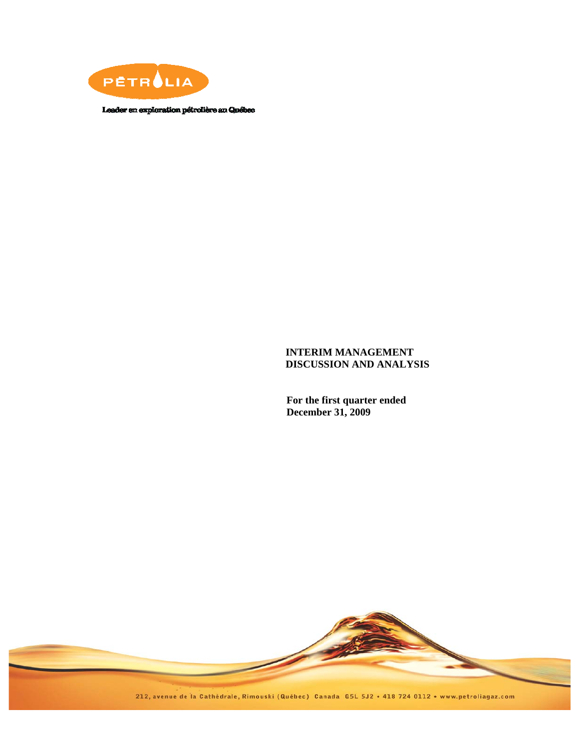PÉTROLIA

Leader en exploration pétrolière au Québec

# INTERIM MANAGEMENT DISCUSSION AND ANALYSIS

**For the first quarter ended December 31, 2009**

212, avenue de la Cathédrale, Rimouski (Québec) Canada G5L 5J2 • 418 724 0112 • www.petroliagaz.com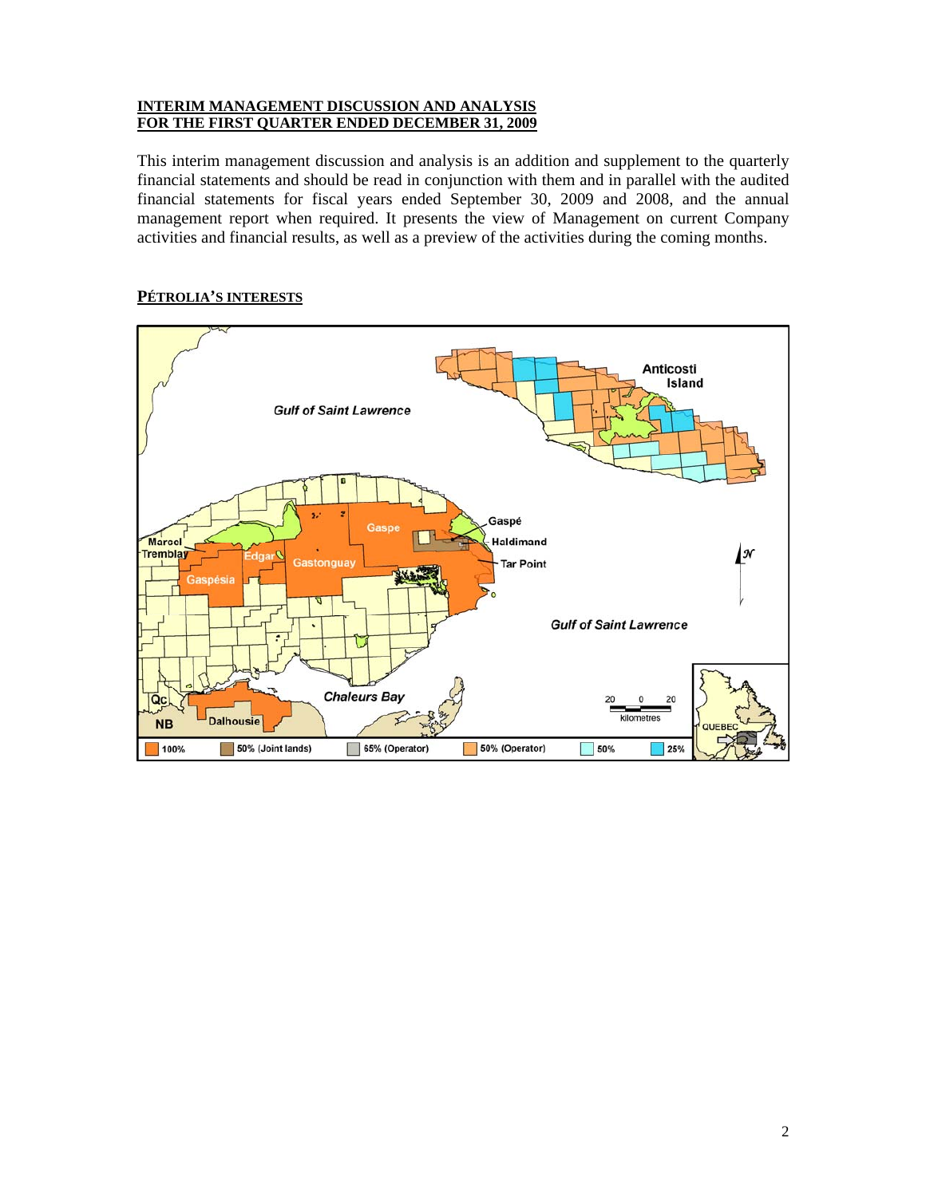**INTERIM MANAGEMENT DISCUSSION AND ANALYSIS**
**FOR THE FIRST QUARTER ENDED DECEMBER 31, 2009**

This interim management discussion and analysis is an addition and supplement to the quarterly financial statements and should be read in conjunction with them and in parallel with the audited financial statements for fiscal years ended September 30, 2009 and 2008, and the annual management report when required. It presents the view of Management on current Company activities and financial results, as well as a preview of the activities during the coming months.

**PÉTROLIA'S INTERESTS**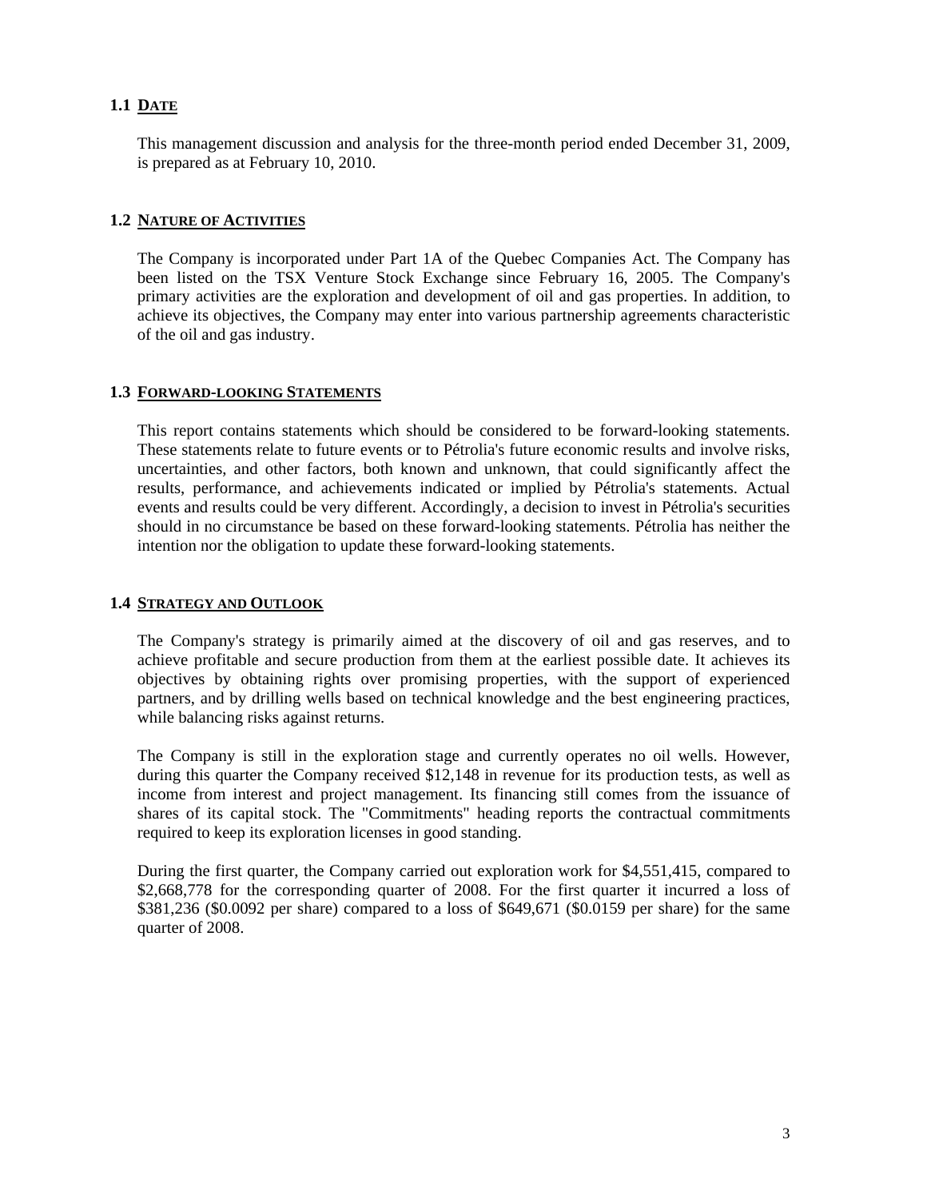## 1.1 DATE

This management discussion and analysis for the three-month period ended December 31, 2009, is prepared as at February 10, 2010.

## 1.2 NATURE OF ACTIVITIES

The Company is incorporated under Part 1A of the Quebec Companies Act. The Company has been listed on the TSX Venture Stock Exchange since February 16, 2005. The Company's primary activities are the exploration and development of oil and gas properties. In addition, to achieve its objectives, the Company may enter into various partnership agreements characteristic of the oil and gas industry.

## 1.3 FORWARD-LOOKING STATEMENTS

This report contains statements which should be considered to be forward-looking statements. These statements relate to future events or to Pétrolia's future economic results and involve risks, uncertainties, and other factors, both known and unknown, that could significantly affect the results, performance, and achievements indicated or implied by Pétrolia's statements. Actual events and results could be very different. Accordingly, a decision to invest in Pétrolia's securities should in no circumstance be based on these forward-looking statements. Pétrolia has neither the intention nor the obligation to update these forward-looking statements.

## 1.4 STRATEGY AND OUTLOOK

The Company's strategy is primarily aimed at the discovery of oil and gas reserves, and to achieve profitable and secure production from them at the earliest possible date. It achieves its objectives by obtaining rights over promising properties, with the support of experienced partners, and by drilling wells based on technical knowledge and the best engineering practices, while balancing risks against returns.

The Company is still in the exploration stage and currently operates no oil wells. However, during this quarter the Company received $12,148 in revenue for its production tests, as well as income from interest and project management. Its financing still comes from the issuance of shares of its capital stock. The "Commitments" heading reports the contractual commitments required to keep its exploration licenses in good standing.

During the first quarter, the Company carried out exploration work for $4,551,415, compared to $2,668,778 for the corresponding quarter of 2008. For the first quarter it incurred a loss of $381,236 ($0.0092 per share) compared to a loss of $649,671 ($0.0159 per share) for the same quarter of 2008.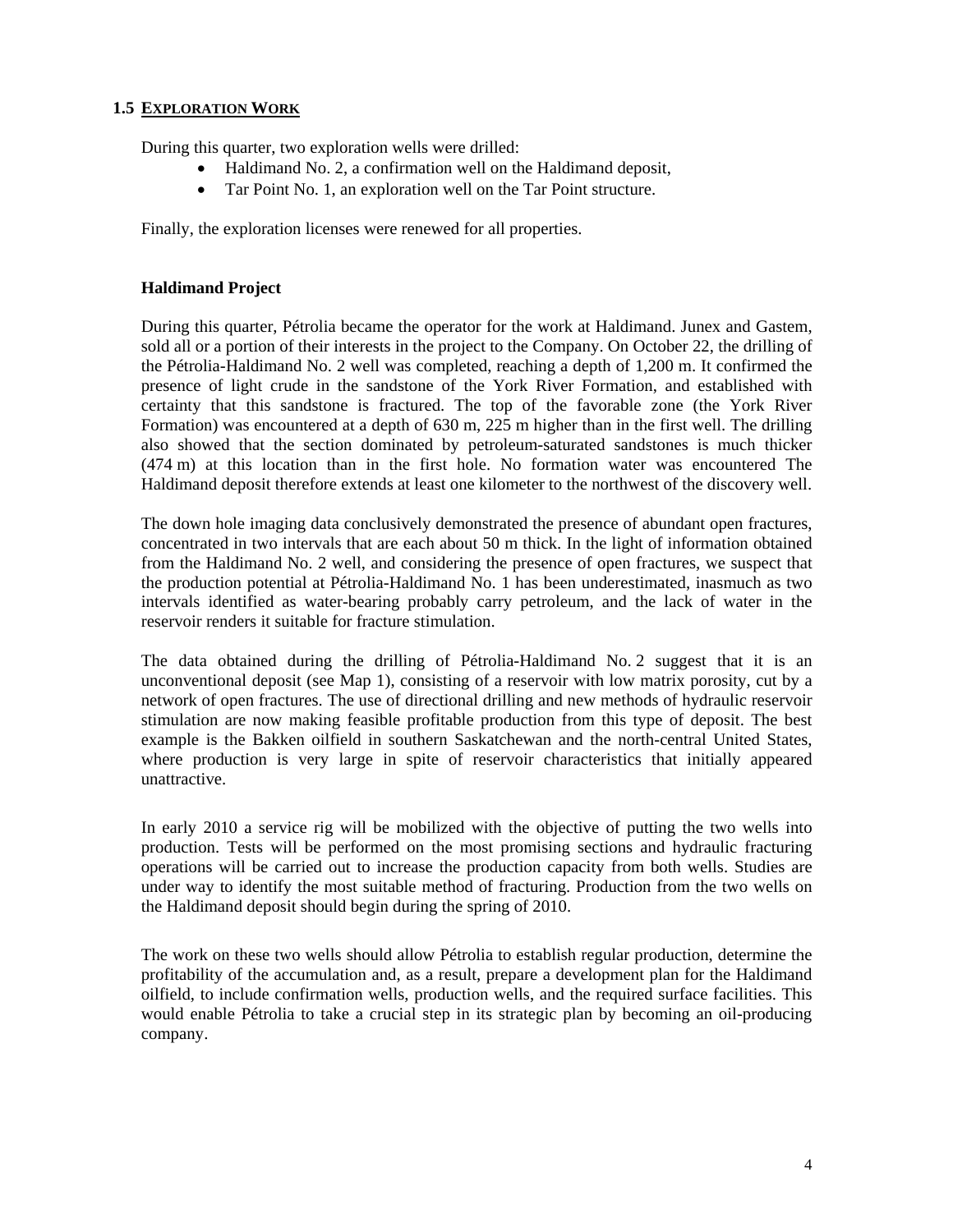## 1.5 EXPLORATION WORK

During this quarter, two exploration wells were drilled:

- Haldimand No. 2, a confirmation well on the Haldimand deposit,
- Tar Point No. 1, an exploration well on the Tar Point structure.

Finally, the exploration licenses were renewed for all properties.

### Haldimand Project

During this quarter, Pétrolia became the operator for the work at Haldimand. Junex and Gastem, sold all or a portion of their interests in the project to the Company. On October 22, the drilling of the Pétrolia-Haldimand No. 2 well was completed, reaching a depth of 1,200 m. It confirmed the presence of light crude in the sandstone of the York River Formation, and established with certainty that this sandstone is fractured. The top of the favorable zone (the York River Formation) was encountered at a depth of 630 m, 225 m higher than in the first well. The drilling also showed that the section dominated by petroleum-saturated sandstones is much thicker (474 m) at this location than in the first hole. No formation water was encountered The Haldimand deposit therefore extends at least one kilometer to the northwest of the discovery well.

The down hole imaging data conclusively demonstrated the presence of abundant open fractures, concentrated in two intervals that are each about 50 m thick. In the light of information obtained from the Haldimand No. 2 well, and considering the presence of open fractures, we suspect that the production potential at Pétrolia-Haldimand No. 1 has been underestimated, inasmuch as two intervals identified as water-bearing probably carry petroleum, and the lack of water in the reservoir renders it suitable for fracture stimulation.

The data obtained during the drilling of Pétrolia-Haldimand No. 2 suggest that it is an unconventional deposit (see Map 1), consisting of a reservoir with low matrix porosity, cut by a network of open fractures. The use of directional drilling and new methods of hydraulic reservoir stimulation are now making feasible profitable production from this type of deposit. The best example is the Bakken oilfield in southern Saskatchewan and the north-central United States, where production is very large in spite of reservoir characteristics that initially appeared unattractive.

In early 2010 a service rig will be mobilized with the objective of putting the two wells into production. Tests will be performed on the most promising sections and hydraulic fracturing operations will be carried out to increase the production capacity from both wells. Studies are under way to identify the most suitable method of fracturing. Production from the two wells on the Haldimand deposit should begin during the spring of 2010.

The work on these two wells should allow Pétrolia to establish regular production, determine the profitability of the accumulation and, as a result, prepare a development plan for the Haldimand oilfield, to include confirmation wells, production wells, and the required surface facilities. This would enable Pétrolia to take a crucial step in its strategic plan by becoming an oil-producing company.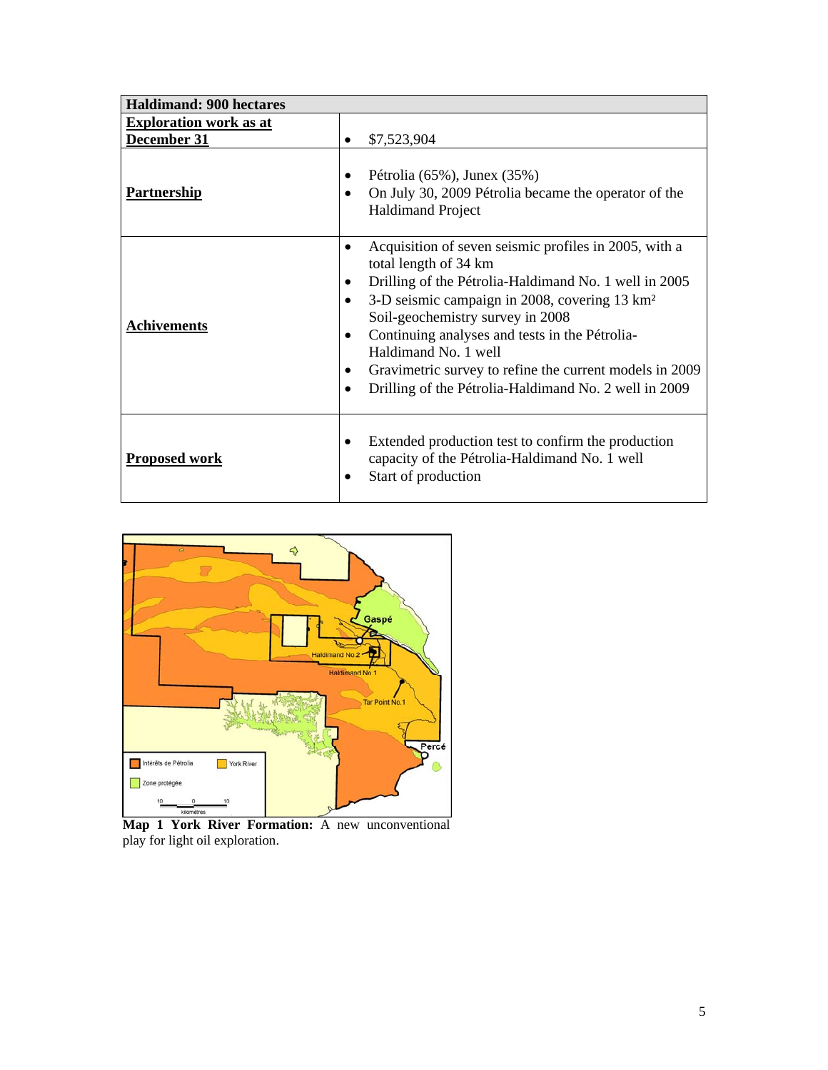| Haldimand: 900 hectares | |
|---|---|
| **Exploration work as at December 31** | • $7,523,904 |
| **Partnership** | • Pétrolia (65%), Junex (35%)<br>• On July 30, 2009 Pétrolia became the operator of the Haldimand Project |
| **Achivements** | • Acquisition of seven seismic profiles in 2005, with a total length of 34 km<br>• Drilling of the Pétrolia-Haldimand No. 1 well in 2005<br>• 3-D seismic campaign in 2008, covering 13 km² Soil-geochemistry survey in 2008<br>• Continuing analyses and tests in the Pétrolia-Haldimand No. 1 well<br>• Gravimetric survey to refine the current models in 2009<br>• Drilling of the Pétrolia-Haldimand No. 2 well in 2009 |
| **Proposed work** | • Extended production test to confirm the production capacity of the Pétrolia-Haldimand No. 1 well<br>• Start of production |

**Map 1 York River Formation:** A new unconventional play for light oil exploration.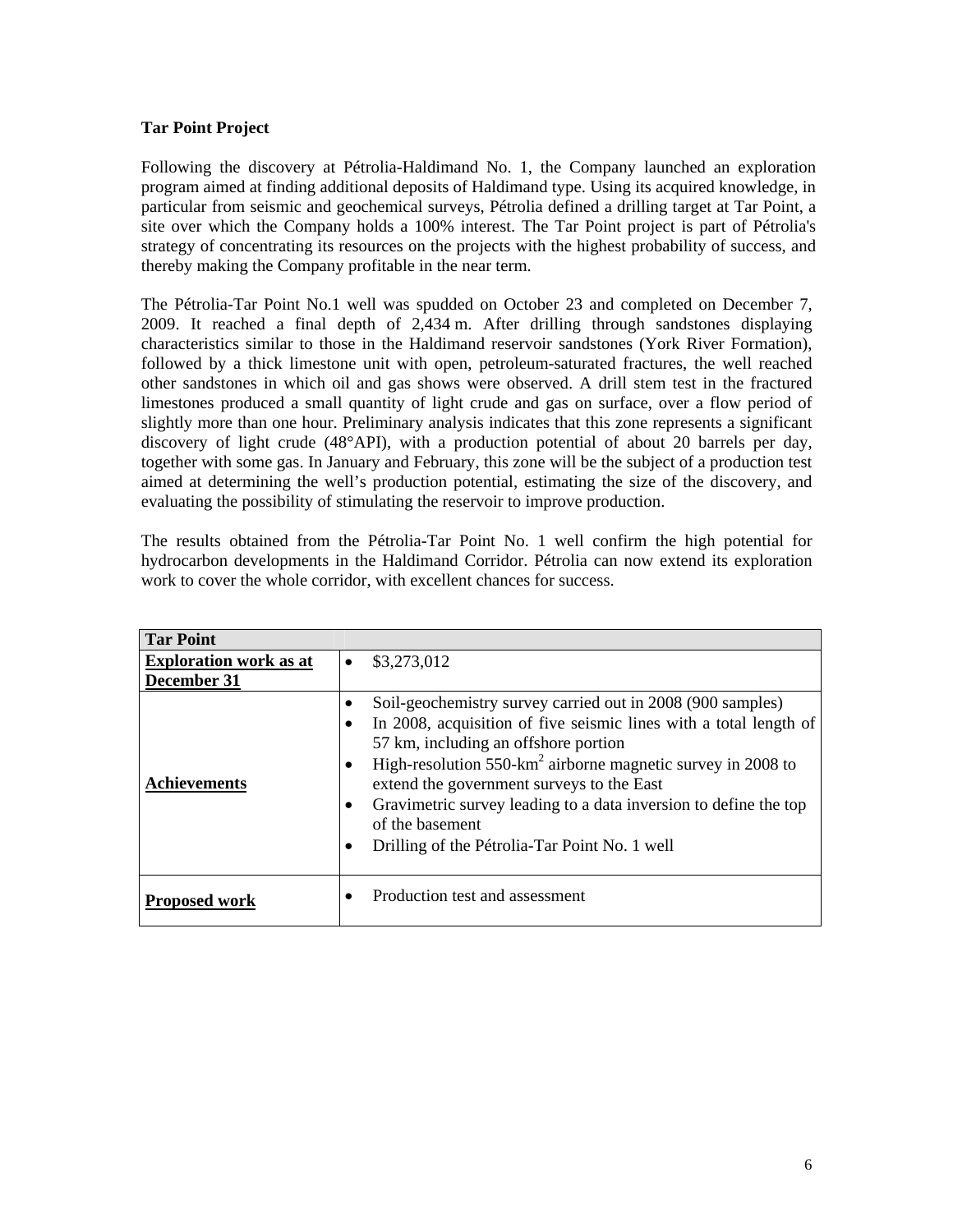**Tar Point Project**

Following the discovery at Pétrolia-Haldimand No. 1, the Company launched an exploration program aimed at finding additional deposits of Haldimand type. Using its acquired knowledge, in particular from seismic and geochemical surveys, Pétrolia defined a drilling target at Tar Point, a site over which the Company holds a 100% interest. The Tar Point project is part of Pétrolia's strategy of concentrating its resources on the projects with the highest probability of success, and thereby making the Company profitable in the near term.

The Pétrolia-Tar Point No.1 well was spudded on October 23 and completed on December 7, 2009. It reached a final depth of 2,434 m. After drilling through sandstones displaying characteristics similar to those in the Haldimand reservoir sandstones (York River Formation), followed by a thick limestone unit with open, petroleum-saturated fractures, the well reached other sandstones in which oil and gas shows were observed. A drill stem test in the fractured limestones produced a small quantity of light crude and gas on surface, over a flow period of slightly more than one hour. Preliminary analysis indicates that this zone represents a significant discovery of light crude (48°API), with a production potential of about 20 barrels per day, together with some gas. In January and February, this zone will be the subject of a production test aimed at determining the well's production potential, estimating the size of the discovery, and evaluating the possibility of stimulating the reservoir to improve production.

The results obtained from the Pétrolia-Tar Point No. 1 well confirm the high potential for hydrocarbon developments in the Haldimand Corridor. Pétrolia can now extend its exploration work to cover the whole corridor, with excellent chances for success.

| **Tar Point** | |
|---|---|
| **Exploration work as at December 31** | • $3,273,012 |
| **Achievements** | • Soil-geochemistry survey carried out in 2008 (900 samples)<br>• In 2008, acquisition of five seismic lines with a total length of 57 km, including an offshore portion<br>• High-resolution 550-$km^2$ airborne magnetic survey in 2008 to extend the government surveys to the East<br>• Gravimetric survey leading to a data inversion to define the top of the basement<br>• Drilling of the Pétrolia-Tar Point No. 1 well |
| **Proposed work** | • Production test and assessment |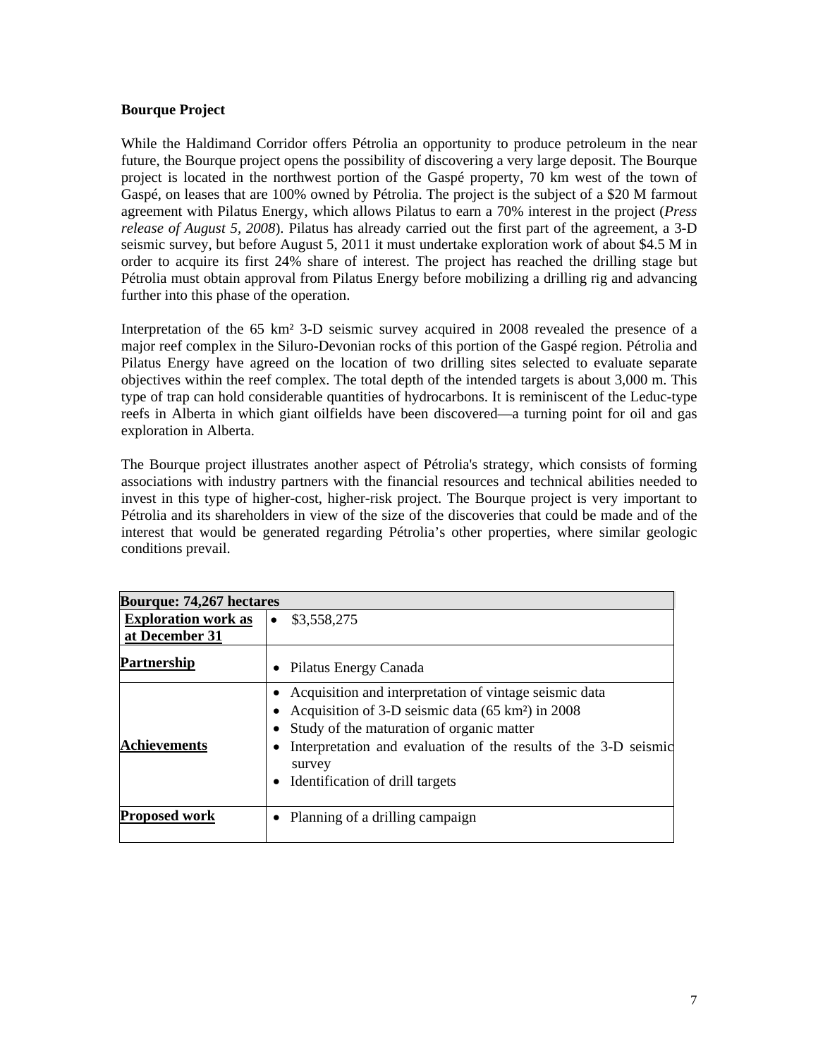## Bourque Project

While the Haldimand Corridor offers Pétrolia an opportunity to produce petroleum in the near future, the Bourque project opens the possibility of discovering a very large deposit. The Bourque project is located in the northwest portion of the Gaspé property, 70 km west of the town of Gaspé, on leases that are 100% owned by Pétrolia. The project is the subject of a \$20 M farmout agreement with Pilatus Energy, which allows Pilatus to earn a 70% interest in the project (*Press release of August 5, 2008*). Pilatus has already carried out the first part of the agreement, a 3-D seismic survey, but before August 5, 2011 it must undertake exploration work of about \$4.5 M in order to acquire its first 24% share of interest. The project has reached the drilling stage but Pétrolia must obtain approval from Pilatus Energy before mobilizing a drilling rig and advancing further into this phase of the operation.

Interpretation of the 65 km² 3-D seismic survey acquired in 2008 revealed the presence of a major reef complex in the Siluro-Devonian rocks of this portion of the Gaspé region. Pétrolia and Pilatus Energy have agreed on the location of two drilling sites selected to evaluate separate objectives within the reef complex. The total depth of the intended targets is about 3,000 m. This type of trap can hold considerable quantities of hydrocarbons. It is reminiscent of the Leduc-type reefs in Alberta in which giant oilfields have been discovered—a turning point for oil and gas exploration in Alberta.

The Bourque project illustrates another aspect of Pétrolia's strategy, which consists of forming associations with industry partners with the financial resources and technical abilities needed to invest in this type of higher-cost, higher-risk project. The Bourque project is very important to Pétrolia and its shareholders in view of the size of the discoveries that could be made and of the interest that would be generated regarding Pétrolia's other properties, where similar geologic conditions prevail.

| **Bourque: 74,267 hectares** | |
|---|---|
| **Exploration work as at December 31** | • \$3,558,275 |
| **Partnership** | • Pilatus Energy Canada |
| **Achievements** | • Acquisition and interpretation of vintage seismic data<br>• Acquisition of 3-D seismic data (65 km²) in 2008<br>• Study of the maturation of organic matter<br>• Interpretation and evaluation of the results of the 3-D seismic survey<br>• Identification of drill targets |
| **Proposed work** | • Planning of a drilling campaign |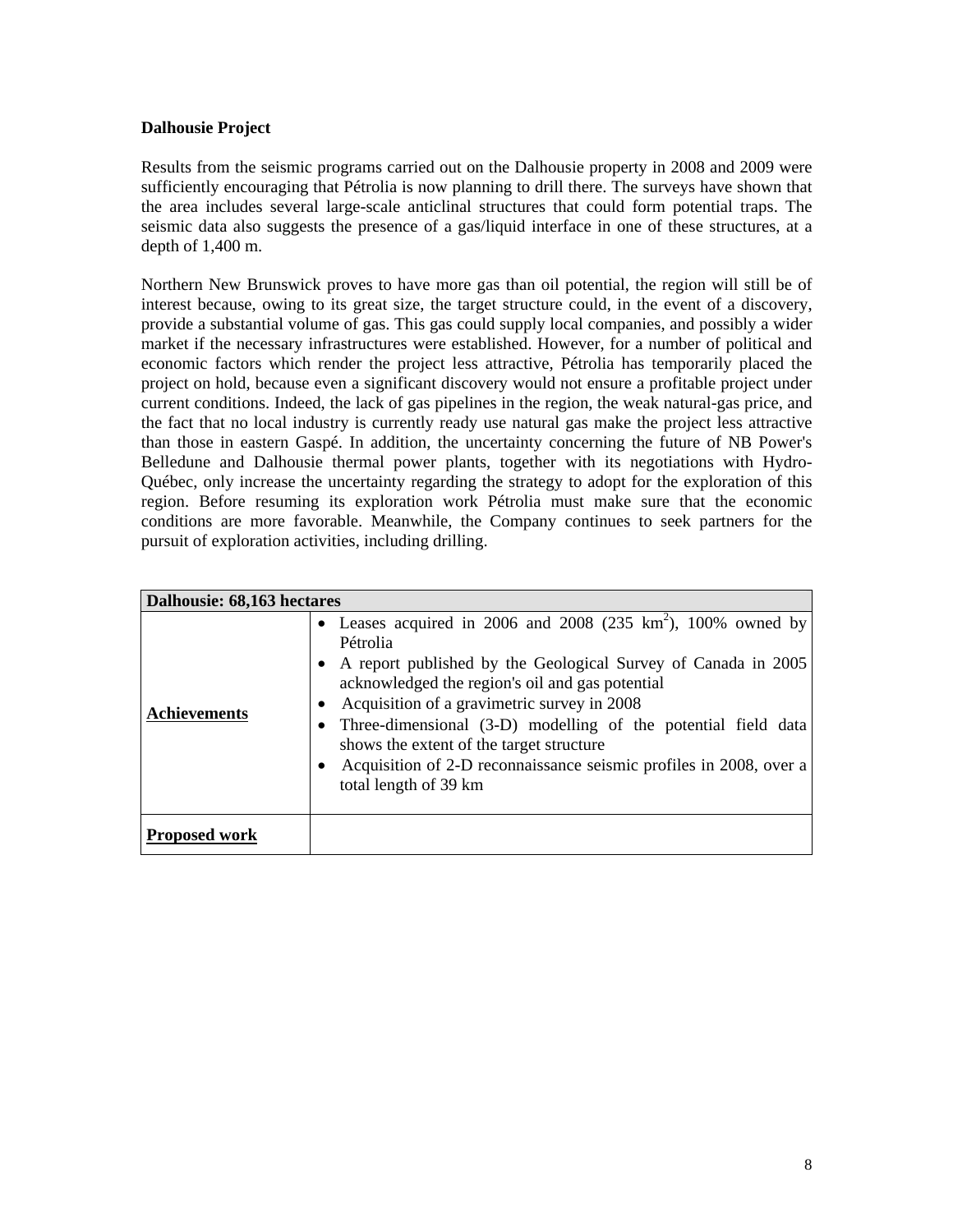**Dalhousie Project**

Results from the seismic programs carried out on the Dalhousie property in 2008 and 2009 were sufficiently encouraging that Pétrolia is now planning to drill there. The surveys have shown that the area includes several large-scale anticlinal structures that could form potential traps. The seismic data also suggests the presence of a gas/liquid interface in one of these structures, at a depth of 1,400 m.

Northern New Brunswick proves to have more gas than oil potential, the region will still be of interest because, owing to its great size, the target structure could, in the event of a discovery, provide a substantial volume of gas. This gas could supply local companies, and possibly a wider market if the necessary infrastructures were established. However, for a number of political and economic factors which render the project less attractive, Pétrolia has temporarily placed the project on hold, because even a significant discovery would not ensure a profitable project under current conditions. Indeed, the lack of gas pipelines in the region, the weak natural-gas price, and the fact that no local industry is currently ready use natural gas make the project less attractive than those in eastern Gaspé. In addition, the uncertainty concerning the future of NB Power's Belledune and Dalhousie thermal power plants, together with its negotiations with Hydro-Québec, only increase the uncertainty regarding the strategy to adopt for the exploration of this region. Before resuming its exploration work Pétrolia must make sure that the economic conditions are more favorable. Meanwhile, the Company continues to seek partners for the pursuit of exploration activities, including drilling.

| **Dalhousie: 68,163 hectares** | |
|---|---|
| **Achievements** | • Leases acquired in 2006 and 2008 (235 $km^2$), 100% owned by Pétrolia<br>• A report published by the Geological Survey of Canada in 2005 acknowledged the region's oil and gas potential<br>• Acquisition of a gravimetric survey in 2008<br>• Three-dimensional (3-D) modelling of the potential field data shows the extent of the target structure<br>• Acquisition of 2-D reconnaissance seismic profiles in 2008, over a total length of 39 km |
| **Proposed work** | |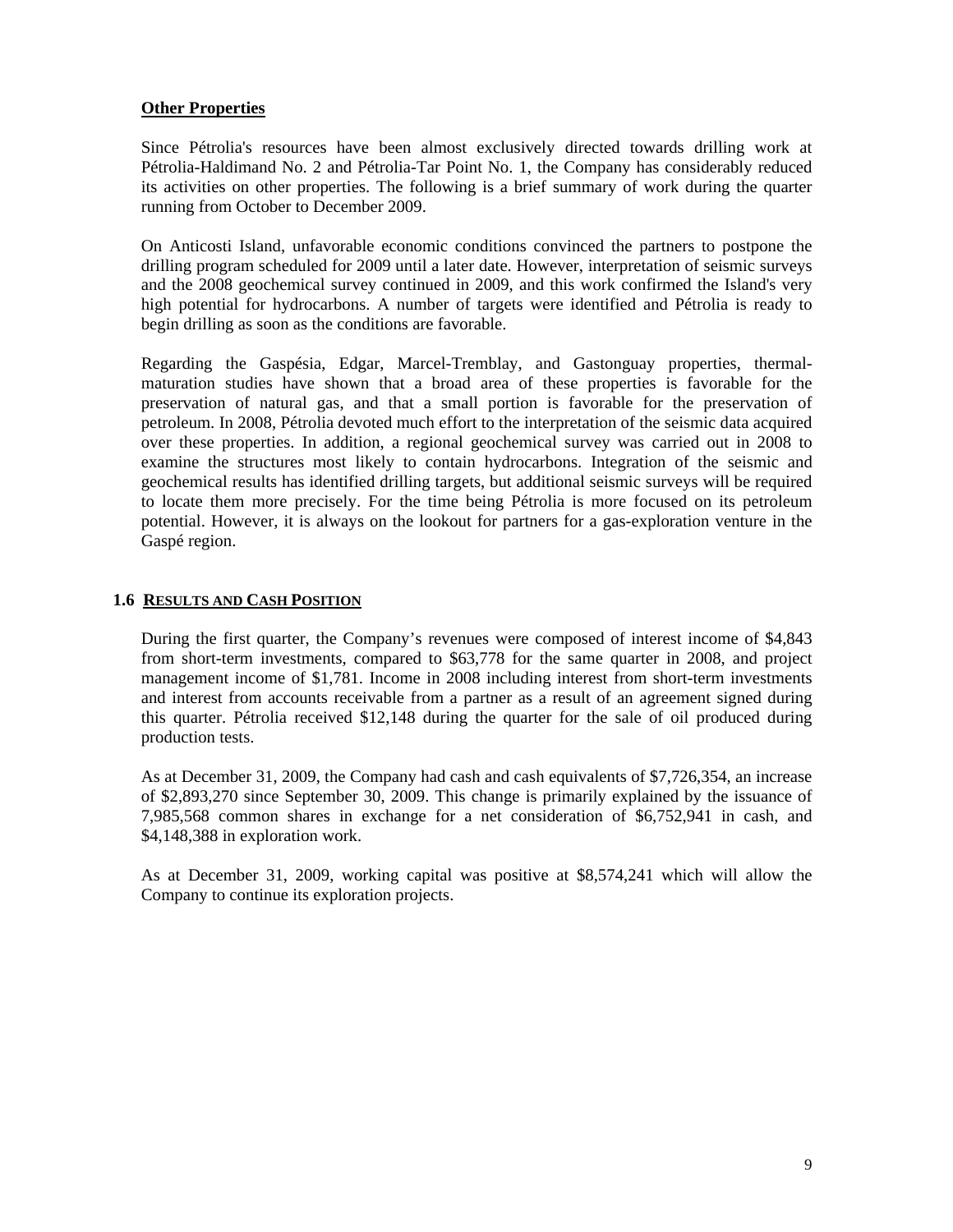**Other Properties**

Since Pétrolia's resources have been almost exclusively directed towards drilling work at Pétrolia-Haldimand No. 2 and Pétrolia-Tar Point No. 1, the Company has considerably reduced its activities on other properties. The following is a brief summary of work during the quarter running from October to December 2009.

On Anticosti Island, unfavorable economic conditions convinced the partners to postpone the drilling program scheduled for 2009 until a later date. However, interpretation of seismic surveys and the 2008 geochemical survey continued in 2009, and this work confirmed the Island's very high potential for hydrocarbons. A number of targets were identified and Pétrolia is ready to begin drilling as soon as the conditions are favorable.

Regarding the Gaspésia, Edgar, Marcel-Tremblay, and Gastonguay properties, thermal-maturation studies have shown that a broad area of these properties is favorable for the preservation of natural gas, and that a small portion is favorable for the preservation of petroleum. In 2008, Pétrolia devoted much effort to the interpretation of the seismic data acquired over these properties. In addition, a regional geochemical survey was carried out in 2008 to examine the structures most likely to contain hydrocarbons. Integration of the seismic and geochemical results has identified drilling targets, but additional seismic surveys will be required to locate them more precisely. For the time being Pétrolia is more focused on its petroleum potential. However, it is always on the lookout for partners for a gas-exploration venture in the Gaspé region.

## 1.6 RESULTS AND CASH POSITION

During the first quarter, the Company's revenues were composed of interest income of $4,843 from short-term investments, compared to $63,778 for the same quarter in 2008, and project management income of $1,781. Income in 2008 including interest from short-term investments and interest from accounts receivable from a partner as a result of an agreement signed during this quarter. Pétrolia received $12,148 during the quarter for the sale of oil produced during production tests.

As at December 31, 2009, the Company had cash and cash equivalents of $7,726,354, an increase of $2,893,270 since September 30, 2009. This change is primarily explained by the issuance of 7,985,568 common shares in exchange for a net consideration of $6,752,941 in cash, and $4,148,388 in exploration work.

As at December 31, 2009, working capital was positive at $8,574,241 which will allow the Company to continue its exploration projects.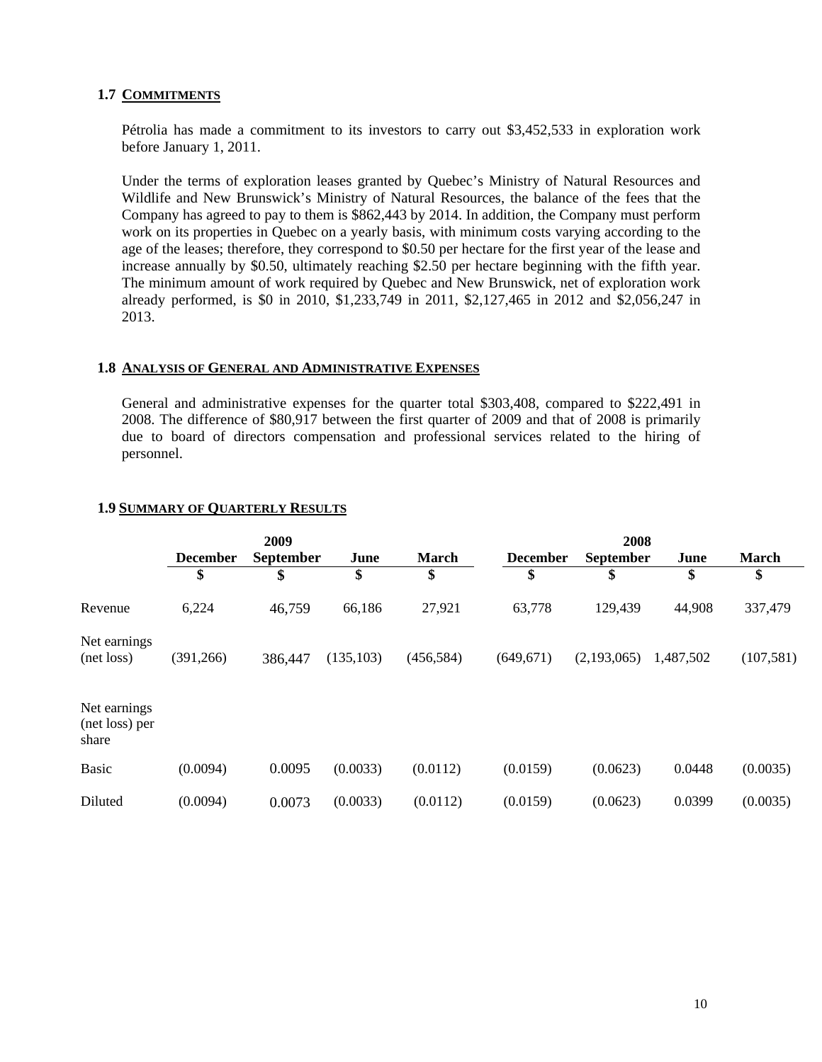### 1.7 COMMITMENTS

Pétrolia has made a commitment to its investors to carry out $3,452,533 in exploration work before January 1, 2011.

Under the terms of exploration leases granted by Quebec's Ministry of Natural Resources and Wildlife and New Brunswick's Ministry of Natural Resources, the balance of the fees that the Company has agreed to pay to them is $862,443 by 2014. In addition, the Company must perform work on its properties in Quebec on a yearly basis, with minimum costs varying according to the age of the leases; therefore, they correspond to $0.50 per hectare for the first year of the lease and increase annually by $0.50, ultimately reaching $2.50 per hectare beginning with the fifth year. The minimum amount of work required by Quebec and New Brunswick, net of exploration work already performed, is $0 in 2010, $1,233,749 in 2011, $2,127,465 in 2012 and $2,056,247 in 2013.

### 1.8 ANALYSIS OF GENERAL AND ADMINISTRATIVE EXPENSES

General and administrative expenses for the quarter total $303,408, compared to $222,491 in 2008. The difference of $80,917 between the first quarter of 2009 and that of 2008 is primarily due to board of directors compensation and professional services related to the hiring of personnel.

### 1.9 SUMMARY OF QUARTERLY RESULTS

| | 2009 | | | | 2008 | | | |
|---|---|---|---|---|---|---|---|---|
| | December | September | June | March | December | September | June | March |
| | $ | $ | $ | $ | $ | $ | $ | $ |
| Revenue | 6,224 | 46,759 | 66,186 | 27,921 | 63,778 | 129,439 | 44,908 | 337,479 |
| Net earnings (net loss) | (391,266) | 386,447 | (135,103) | (456,584) | (649,671) | (2,193,065) | 1,487,502 | (107,581) |
| Net earnings (net loss) per share | | | | | | | | |
| Basic | (0.0094) | 0.0095 | (0.0033) | (0.0112) | (0.0159) | (0.0623) | 0.0448 | (0.0035) |
| Diluted | (0.0094) | 0.0073 | (0.0033) | (0.0112) | (0.0159) | (0.0623) | 0.0399 | (0.0035) |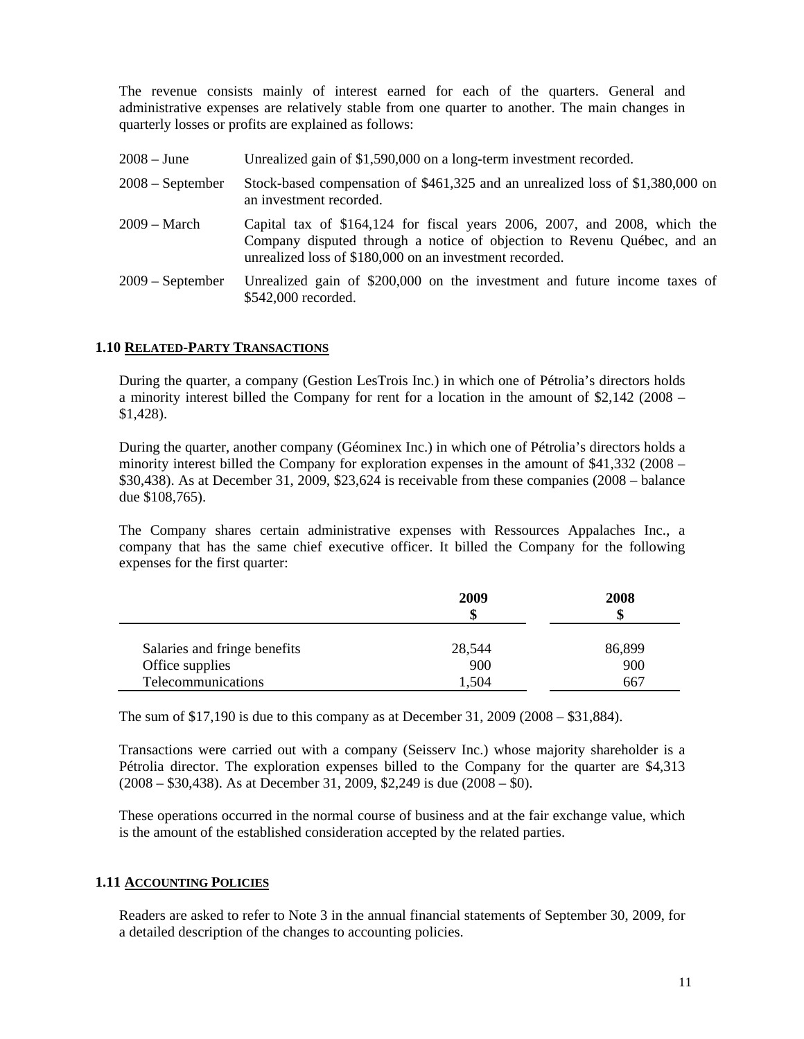The revenue consists mainly of interest earned for each of the quarters. General and administrative expenses are relatively stable from one quarter to another. The main changes in quarterly losses or profits are explained as follows:

| | |
|---|---|
| 2008 – June | Unrealized gain of $1,590,000 on a long-term investment recorded. |
| 2008 – September | Stock-based compensation of $461,325 and an unrealized loss of $1,380,000 on an investment recorded. |
| 2009 – March | Capital tax of $164,124 for fiscal years 2006, 2007, and 2008, which the Company disputed through a notice of objection to Revenu Québec, and an unrealized loss of $180,000 on an investment recorded. |
| 2009 – September | Unrealized gain of $200,000 on the investment and future income taxes of $542,000 recorded. |

## 1.10 Related-Party Transactions

During the quarter, a company (Gestion LesTrois Inc.) in which one of Pétrolia's directors holds a minority interest billed the Company for rent for a location in the amount of $2,142 (2008 – $1,428).

During the quarter, another company (Géominex Inc.) in which one of Pétrolia's directors holds a minority interest billed the Company for exploration expenses in the amount of $41,332 (2008 – $30,438). As at December 31, 2009, $23,624 is receivable from these companies (2008 – balance due $108,765).

The Company shares certain administrative expenses with Ressources Appalaches Inc., a company that has the same chief executive officer. It billed the Company for the following expenses for the first quarter:

| | 2009<br>$ | 2008<br>$ |
|---|---|---|
| Salaries and fringe benefits | 28,544 | 86,899 |
| Office supplies | 900 | 900 |
| Telecommunications | 1,504 | 667 |

The sum of $17,190 is due to this company as at December 31, 2009 (2008 – $31,884).

Transactions were carried out with a company (Seisserv Inc.) whose majority shareholder is a Pétrolia director. The exploration expenses billed to the Company for the quarter are $4,313 (2008 – $30,438). As at December 31, 2009, $2,249 is due (2008 – $0).

These operations occurred in the normal course of business and at the fair exchange value, which is the amount of the established consideration accepted by the related parties.

## 1.11 Accounting Policies

Readers are asked to refer to Note 3 in the annual financial statements of September 30, 2009, for a detailed description of the changes to accounting policies.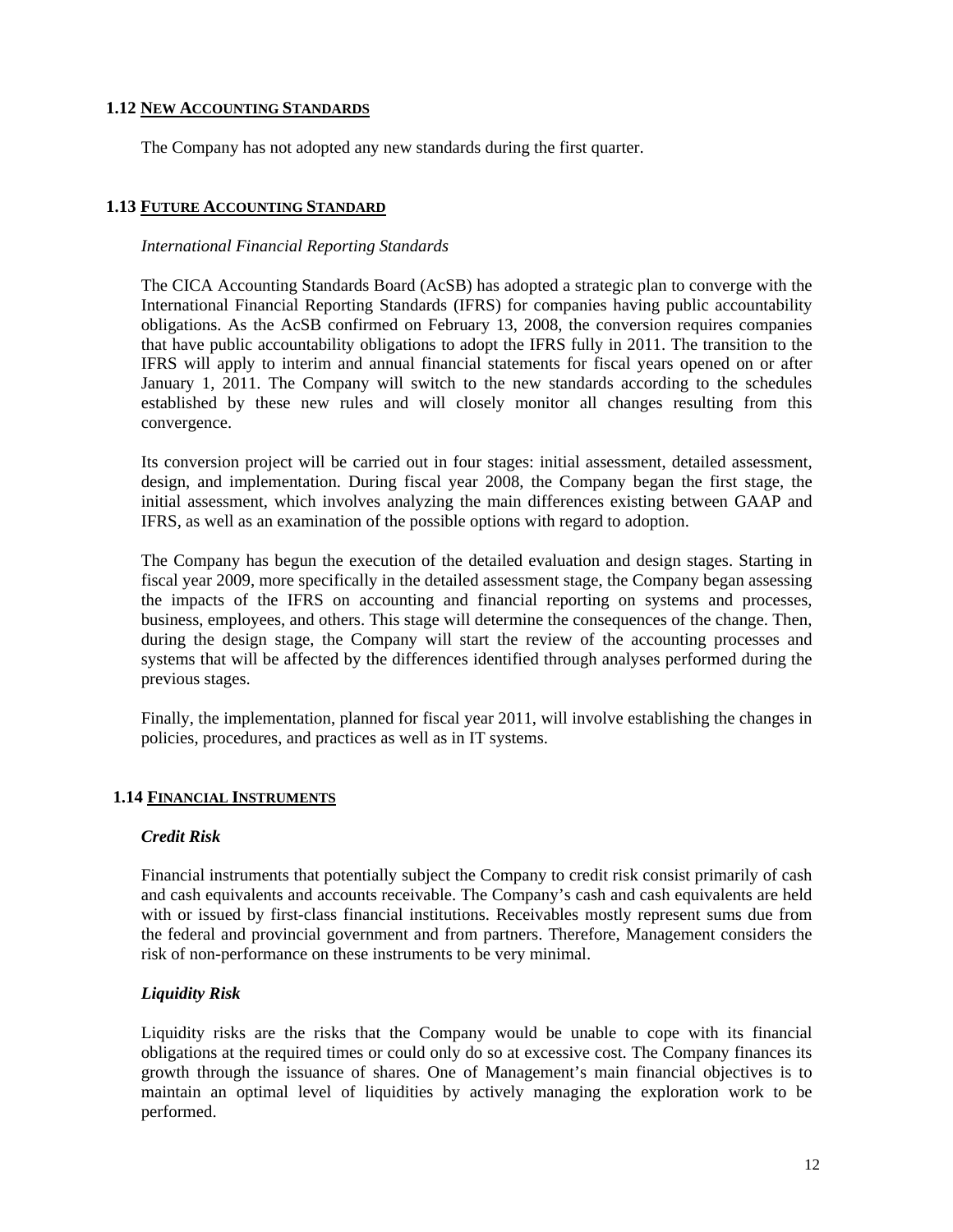## 1.12 NEW ACCOUNTING STANDARDS

The Company has not adopted any new standards during the first quarter.

## 1.13 FUTURE ACCOUNTING STANDARD

*International Financial Reporting Standards*

The CICA Accounting Standards Board (AcSB) has adopted a strategic plan to converge with the International Financial Reporting Standards (IFRS) for companies having public accountability obligations. As the AcSB confirmed on February 13, 2008, the conversion requires companies that have public accountability obligations to adopt the IFRS fully in 2011. The transition to the IFRS will apply to interim and annual financial statements for fiscal years opened on or after January 1, 2011. The Company will switch to the new standards according to the schedules established by these new rules and will closely monitor all changes resulting from this convergence.

Its conversion project will be carried out in four stages: initial assessment, detailed assessment, design, and implementation. During fiscal year 2008, the Company began the first stage, the initial assessment, which involves analyzing the main differences existing between GAAP and IFRS, as well as an examination of the possible options with regard to adoption.

The Company has begun the execution of the detailed evaluation and design stages. Starting in fiscal year 2009, more specifically in the detailed assessment stage, the Company began assessing the impacts of the IFRS on accounting and financial reporting on systems and processes, business, employees, and others. This stage will determine the consequences of the change. Then, during the design stage, the Company will start the review of the accounting processes and systems that will be affected by the differences identified through analyses performed during the previous stages.

Finally, the implementation, planned for fiscal year 2011, will involve establishing the changes in policies, procedures, and practices as well as in IT systems.

## 1.14 FINANCIAL INSTRUMENTS

***Credit Risk***

Financial instruments that potentially subject the Company to credit risk consist primarily of cash and cash equivalents and accounts receivable. The Company's cash and cash equivalents are held with or issued by first-class financial institutions. Receivables mostly represent sums due from the federal and provincial government and from partners. Therefore, Management considers the risk of non-performance on these instruments to be very minimal.

***Liquidity Risk***

Liquidity risks are the risks that the Company would be unable to cope with its financial obligations at the required times or could only do so at excessive cost. The Company finances its growth through the issuance of shares. One of Management's main financial objectives is to maintain an optimal level of liquidities by actively managing the exploration work to be performed.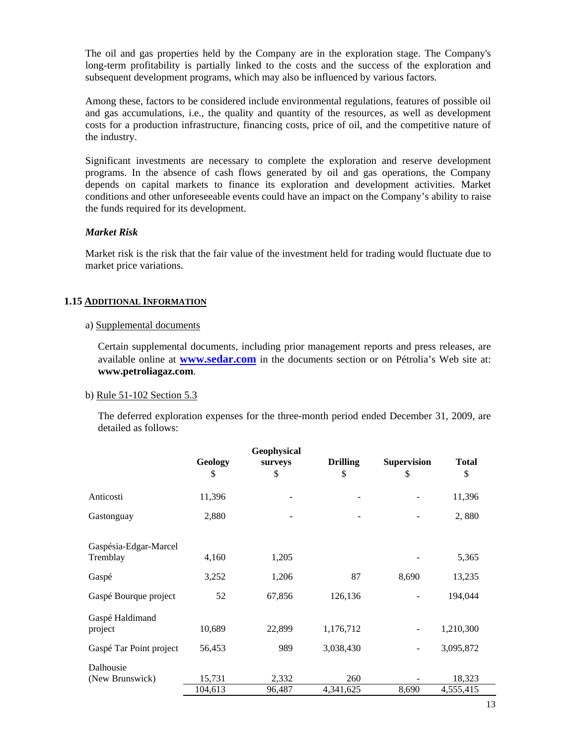The oil and gas properties held by the Company are in the exploration stage. The Company's long-term profitability is partially linked to the costs and the success of the exploration and subsequent development programs, which may also be influenced by various factors.

Among these, factors to be considered include environmental regulations, features of possible oil and gas accumulations, i.e., the quality and quantity of the resources, as well as development costs for a production infrastructure, financing costs, price of oil, and the competitive nature of the industry.

Significant investments are necessary to complete the exploration and reserve development programs. In the absence of cash flows generated by oil and gas operations, the Company depends on capital markets to finance its exploration and development activities. Market conditions and other unforeseeable events could have an impact on the Company's ability to raise the funds required for its development.

***Market Risk***

Market risk is the risk that the fair value of the investment held for trading would fluctuate due to market price variations.

## 1.15 ADDITIONAL INFORMATION

a) Supplemental documents

Certain supplemental documents, including prior management reports and press releases, are available online at **www.sedar.com** in the documents section or on Pétrolia's Web site at: **www.petroliagaz.com**.

b) Rule 51-102 Section 5.3

The deferred exploration expenses for the three-month period ended December 31, 2009, are detailed as follows:

| | Geology<br>$ | Geophysical surveys<br>$ | Drilling<br>$ | Supervision<br>$ | Total<br>$ |
|---|---|---|---|---|---|
| Anticosti | 11,396 | - | - | - | 11,396 |
| Gastonguay | 2,880 | - | - | - | 2, 880 |
| Gaspésia-Edgar-Marcel Tremblay | 4,160 | 1,205 | | - | 5,365 |
| Gaspé | 3,252 | 1,206 | 87 | 8,690 | 13,235 |
| Gaspé Bourque project | 52 | 67,856 | 126,136 | - | 194,044 |
| Gaspé Haldimand project | 10,689 | 22,899 | 1,176,712 | - | 1,210,300 |
| Gaspé Tar Point project | 56,453 | 989 | 3,038,430 | - | 3,095,872 |
| Dalhousie (New Brunswick) | 15,731 | 2,332 | 260 | - | 18,323 |
| | 104,613 | 96,487 | 4,341,625 | 8,690 | 4,555,415 |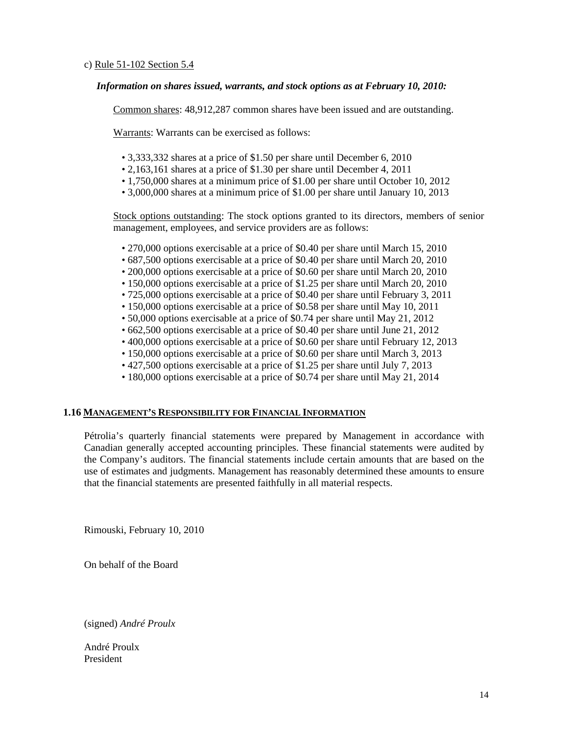c) Rule 51-102 Section 5.4

***Information on shares issued, warrants, and stock options as at February 10, 2010:***

Common shares: 48,912,287 common shares have been issued and are outstanding.

Warrants: Warrants can be exercised as follows:

- 3,333,332 shares at a price of $1.50 per share until December 6, 2010
- 2,163,161 shares at a price of $1.30 per share until December 4, 2011
- 1,750,000 shares at a minimum price of $1.00 per share until October 10, 2012
- 3,000,000 shares at a minimum price of $1.00 per share until January 10, 2013

Stock options outstanding: The stock options granted to its directors, members of senior management, employees, and service providers are as follows:

- 270,000 options exercisable at a price of $0.40 per share until March 15, 2010
- 687,500 options exercisable at a price of $0.40 per share until March 20, 2010
- 200,000 options exercisable at a price of $0.60 per share until March 20, 2010
- 150,000 options exercisable at a price of $1.25 per share until March 20, 2010
- 725,000 options exercisable at a price of $0.40 per share until February 3, 2011
- 150,000 options exercisable at a price of $0.58 per share until May 10, 2011
- 50,000 options exercisable at a price of $0.74 per share until May 21, 2012
- 662,500 options exercisable at a price of $0.40 per share until June 21, 2012
- 400,000 options exercisable at a price of $0.60 per share until February 12, 2013
- 150,000 options exercisable at a price of $0.60 per share until March 3, 2013
- 427,500 options exercisable at a price of $1.25 per share until July 7, 2013
- 180,000 options exercisable at a price of $0.74 per share until May 21, 2014

## 1.16 MANAGEMENT'S RESPONSIBILITY FOR FINANCIAL INFORMATION

Pétrolia's quarterly financial statements were prepared by Management in accordance with Canadian generally accepted accounting principles. These financial statements were audited by the Company's auditors. The financial statements include certain amounts that are based on the use of estimates and judgments. Management has reasonably determined these amounts to ensure that the financial statements are presented faithfully in all material respects.

Rimouski, February 10, 2010

On behalf of the Board

(signed) *André Proulx*

André Proulx
President